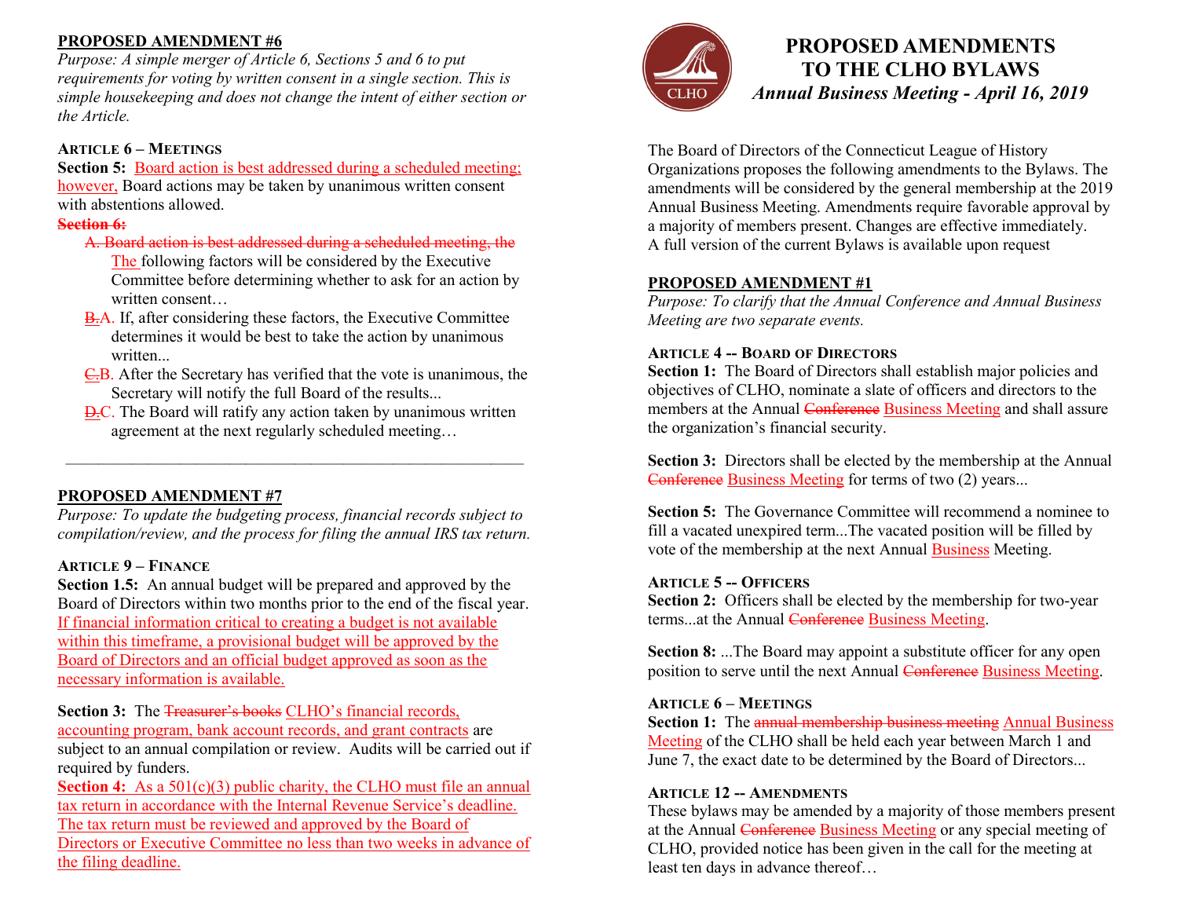# PROPOSED AMENDMENTS TO THE CLHO BYLAWS

### *Annual Business Meeting - April 16, 2019*

The Board of Directors of the Connecticut League of History Organizations proposes the following amendments to the Bylaws. The amendments will be considered by the general membership at the 2019 Annual Business Meeting. Amendments require favorable approval by a majority of members present. Changes are effective immediately. A full version of the current Bylaws is available upon request

## <u>PROPOSED AMENDMENT #1</u>

*Purpose: To clarify that the Annual Conference and Annual Business Meeting are two separate events.*

### ARTICLE 4 -- BOARD OF DIRECTORS

**Section 1:** The Board of Directors shall establish major policies and objectives of CLHO, nominate a slate of officers and directors to the members at the Annual ~~Conference~~ <u>Business Meeting</u> and shall assure the organization's financial security.

**Section 3:** Directors shall be elected by the membership at the Annual ~~Conference~~ <u>Business Meeting</u> for terms of two (2) years...

**Section 5:** The Governance Committee will recommend a nominee to fill a vacated unexpired term...The vacated position will be filled by vote of the membership at the next Annual <u>Business</u> Meeting.

### ARTICLE 5 -- OFFICERS

**Section 2:** Officers shall be elected by the membership for two-year terms...at the Annual ~~Conference~~ <u>Business Meeting</u>.

**Section 8:** ...The Board may appoint a substitute officer for any open position to serve until the next Annual ~~Conference~~ <u>Business Meeting</u>.

### ARTICLE 6 – MEETINGS

**Section 1:** The ~~annual membership business meeting~~ <u>Annual Business Meeting</u> of the CLHO shall be held each year between March 1 and June 7, the exact date to be determined by the Board of Directors...

### ARTICLE 12 -- AMENDMENTS

These bylaws may be amended by a majority of those members present at the Annual ~~Conference~~ <u>Business Meeting</u> or any special meeting of CLHO, provided notice has been given in the call for the meeting at least ten days in advance thereof…

## <u>PROPOSED AMENDMENT #6</u>

*Purpose: A simple merger of Article 6, Sections 5 and 6 to put requirements for voting by written consent in a single section. This is simple housekeeping and does not change the intent of either section or the Article.*

### ARTICLE 6 – MEETINGS

**Section 5:** <u>Board action is best addressed during a scheduled meeting; however,</u> Board actions may be taken by unanimous written consent with abstentions allowed.

~~**Section 6:**~~

- ~~A. Board action is best addressed during a scheduled meeting, the~~ <u>The</u> following factors will be considered by the Executive Committee before determining whether to ask for an action by written consent…
- ~~B.~~<u>A.</u> If, after considering these factors, the Executive Committee determines it would be best to take the action by unanimous written...
- ~~C.~~<u>B.</u> After the Secretary has verified that the vote is unanimous, the Secretary will notify the full Board of the results...
- ~~D.~~<u>C.</u> The Board will ratify any action taken by unanimous written agreement at the next regularly scheduled meeting…

---

## <u>PROPOSED AMENDMENT #7</u>

*Purpose: To update the budgeting process, financial records subject to compilation/review, and the process for filing the annual IRS tax return.*

### ARTICLE 9 – FINANCE

**Section 1.5:** An annual budget will be prepared and approved by the Board of Directors within two months prior to the end of the fiscal year. <u>If financial information critical to creating a budget is not available within this timeframe, a provisional budget will be approved by the Board of Directors and an official budget approved as soon as the necessary information is available.</u>

**Section 3:** The ~~Treasurer's books~~ <u>CLHO's financial records, accounting program, bank account records, and grant contracts</u> are subject to an annual compilation or review. Audits will be carried out if required by funders.

<u>**Section 4:** As a 501(c)(3) public charity, the CLHO must file an annual tax return in accordance with the Internal Revenue Service's deadline. The tax return must be reviewed and approved by the Board of Directors or Executive Committee no less than two weeks in advance of the filing deadline.</u>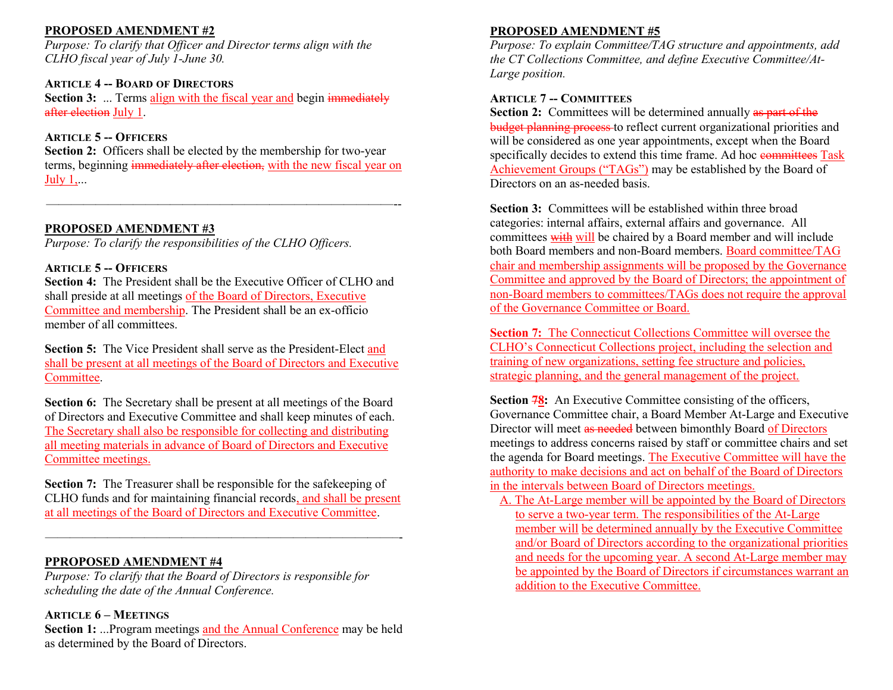**PROPOSED AMENDMENT #2**

*Purpose: To clarify that Officer and Director terms align with the CLHO fiscal year of July 1-June 30.*

**ARTICLE 4 -- BOARD OF DIRECTORS**

**Section 3:** ... Terms align with the fiscal year and begin ~~immediately after election~~ July 1.

**ARTICLE 5 -- OFFICERS**

**Section 2:** Officers shall be elected by the membership for two-year terms, beginning ~~immediately after election,~~ with the new fiscal year on July 1,...

---

**PROPOSED AMENDMENT #3**

*Purpose: To clarify the responsibilities of the CLHO Officers.*

**ARTICLE 5 -- OFFICERS**

**Section 4:** The President shall be the Executive Officer of CLHO and shall preside at all meetings of the Board of Directors, Executive Committee and membership. The President shall be an ex-officio member of all committees.

**Section 5:** The Vice President shall serve as the President-Elect and shall be present at all meetings of the Board of Directors and Executive Committee.

**Section 6:** The Secretary shall be present at all meetings of the Board of Directors and Executive Committee and shall keep minutes of each. The Secretary shall also be responsible for collecting and distributing all meeting materials in advance of Board of Directors and Executive Committee meetings.

**Section 7:** The Treasurer shall be responsible for the safekeeping of CLHO funds and for maintaining financial records, and shall be present at all meetings of the Board of Directors and Executive Committee.

---

**PPROPOSED AMENDMENT #4**

*Purpose: To clarify that the Board of Directors is responsible for scheduling the date of the Annual Conference.*

**ARTICLE 6 – MEETINGS**

**Section 1:** ...Program meetings and the Annual Conference may be held as determined by the Board of Directors.

**PROPOSED AMENDMENT #5**

*Purpose: To explain Committee/TAG structure and appointments, add the CT Collections Committee, and define Executive Committee/At-Large position.*

**ARTICLE 7 -- COMMITTEES**

**Section 2:** Committees will be determined annually ~~as part of the budget planning process~~ to reflect current organizational priorities and will be considered as one year appointments, except when the Board specifically decides to extend this time frame. Ad hoc ~~committees~~ Task Achievement Groups ("TAGs") may be established by the Board of Directors on an as-needed basis.

**Section 3:** Committees will be established within three broad categories: internal affairs, external affairs and governance. All committees ~~with~~ will be chaired by a Board member and will include both Board members and non-Board members. Board committee/TAG chair and membership assignments will be proposed by the Governance Committee and approved by the Board of Directors; the appointment of non-Board members to committees/TAGs does not require the approval of the Governance Committee or Board.

**Section 7:** The Connecticut Collections Committee will oversee the CLHO's Connecticut Collections project, including the selection and training of new organizations, setting fee structure and policies, strategic planning, and the general management of the project.

**Section ~~7~~8:** An Executive Committee consisting of the officers, Governance Committee chair, a Board Member At-Large and Executive Director will meet ~~as needed~~ between bimonthly Board of Directors meetings to address concerns raised by staff or committee chairs and set the agenda for Board meetings. The Executive Committee will have the authority to make decisions and act on behalf of the Board of Directors in the intervals between Board of Directors meetings.

A. The At-Large member will be appointed by the Board of Directors to serve a two-year term. The responsibilities of the At-Large member will be determined annually by the Executive Committee and/or Board of Directors according to the organizational priorities and needs for the upcoming year. A second At-Large member may be appointed by the Board of Directors if circumstances warrant an addition to the Executive Committee.